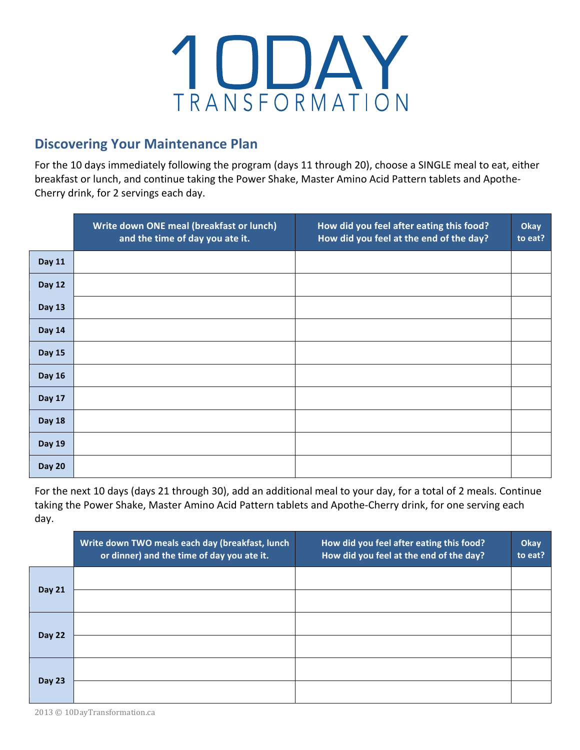# 10DAY TRANSFORMATION

## Discovering Your Maintenance Plan

For the 10 days immediately following the program (days 11 through 20), choose a SINGLE meal to eat, either breakfast or lunch, and continue taking the Power Shake, Master Amino Acid Pattern tablets and Apothe-Cherry drink, for 2 servings each day.

| | Write down ONE meal (breakfast or lunch) and the time of day you ate it. | How did you feel after eating this food? How did you feel at the end of the day? | Okay to eat? |
|---|---|---|---|
| **Day 11** | | | |
| **Day 12** | | | |
| **Day 13** | | | |
| **Day 14** | | | |
| **Day 15** | | | |
| **Day 16** | | | |
| **Day 17** | | | |
| **Day 18** | | | |
| **Day 19** | | | |
| **Day 20** | | | |

For the next 10 days (days 21 through 30), add an additional meal to your day, for a total of 2 meals. Continue taking the Power Shake, Master Amino Acid Pattern tablets and Apothe-Cherry drink, for one serving each day.

| | Write down TWO meals each day (breakfast, lunch or dinner) and the time of day you ate it. | How did you feel after eating this food? How did you feel at the end of the day? | Okay to eat? |
|---|---|---|---|
| **Day 21** | | | |
| | | | |
| **Day 22** | | | |
| | | | |
| **Day 23** | | | |
| | | | |

2013 © 10DayTransformation.ca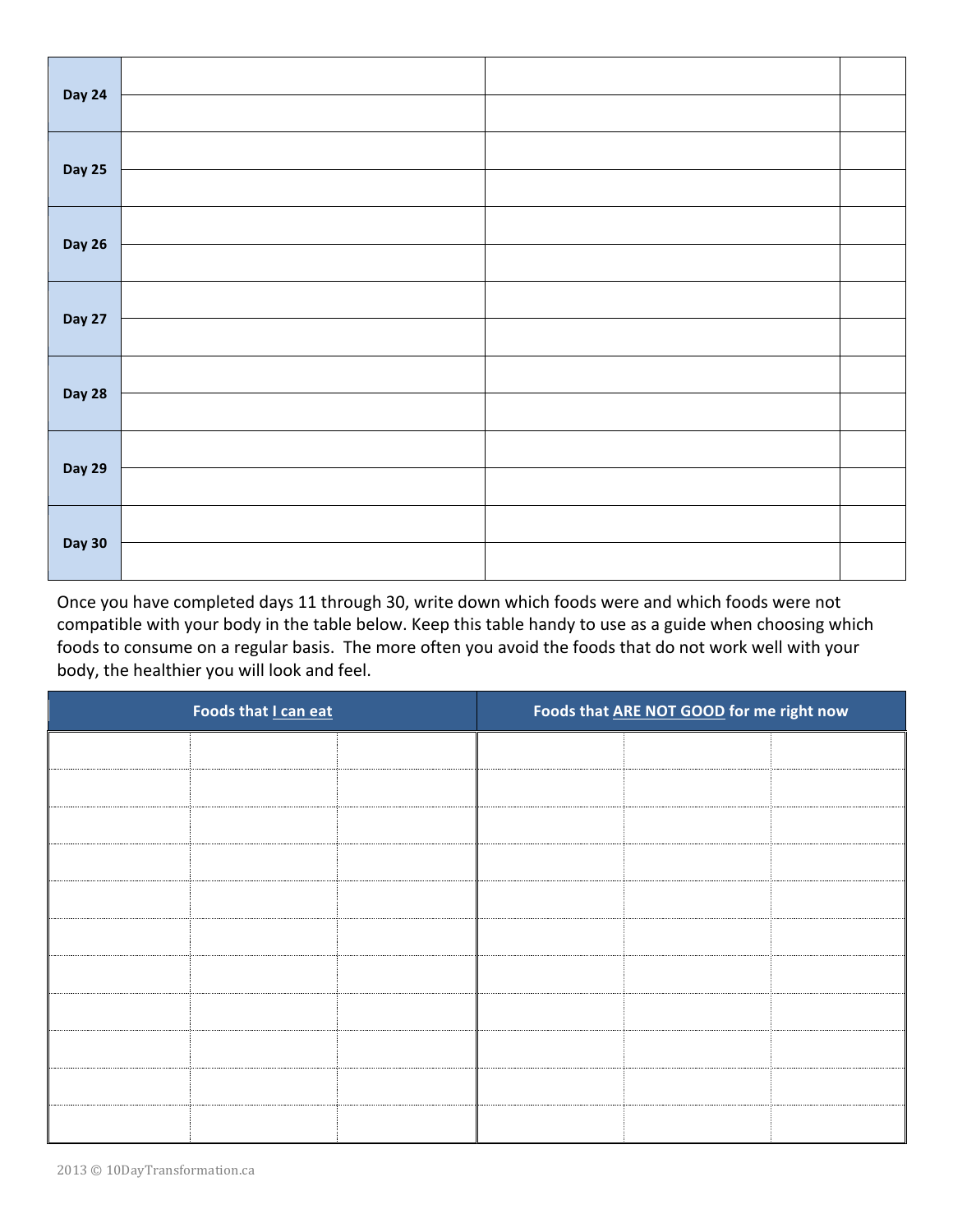| | | | |
|---|---|---|---|
| **Day 24** | | | |
| | | | |
| **Day 25** | | | |
| | | | |
| **Day 26** | | | |
| | | | |
| **Day 27** | | | |
| | | | |
| **Day 28** | | | |
| | | | |
| **Day 29** | | | |
| | | | |
| **Day 30** | | | |
| | | | |

Once you have completed days 11 through 30, write down which foods were and which foods were not compatible with your body in the table below. Keep this table handy to use as a guide when choosing which foods to consume on a regular basis. The more often you avoid the foods that do not work well with your body, the healthier you will look and feel.

| **Foods that I can eat** | | | **Foods that ARE NOT GOOD for me right now** | | |
|---|---|---|---|---|---|
| | | | | | |
| | | | | | |
| | | | | | |
| | | | | | |
| | | | | | |
| | | | | | |
| | | | | | |
| | | | | | |
| | | | | | |
| | | | | | |
| | | | | | |

2013 © 10DayTransformation.ca